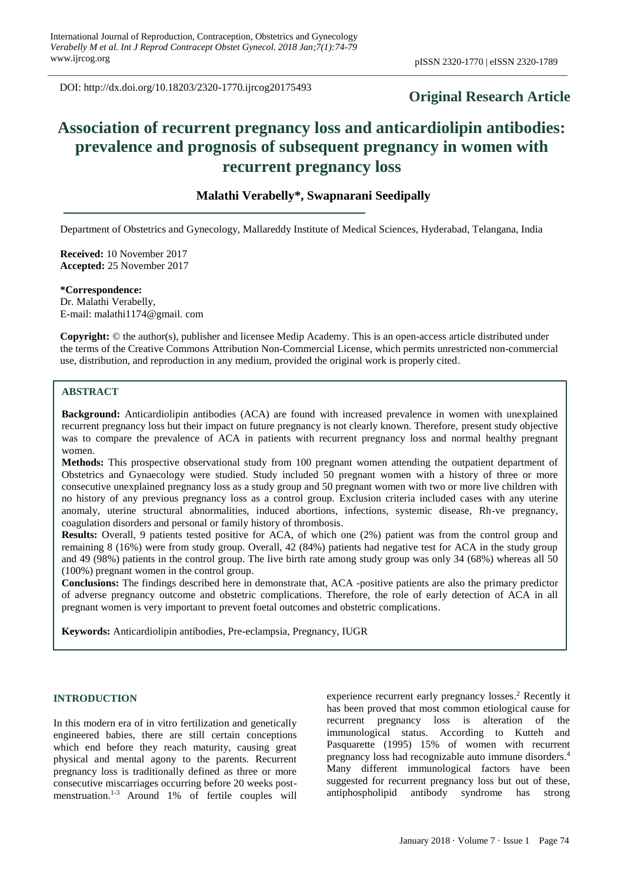DOI: http://dx.doi.org/10.18203/2320-1770.ijrcog20175493

**Original Research Article**

# Association of recurrent pregnancy loss and anticardiolipin antibodies: prevalence and prognosis of subsequent pregnancy in women with recurrent pregnancy loss

**Malathi Verabelly\*, Swapnarani Seedipally**

Department of Obstetrics and Gynecology, Mallareddy Institute of Medical Sciences, Hyderabad, Telangana, India

**Received:** 10 November 2017
**Accepted:** 25 November 2017

**\*Correspondence:**
Dr. Malathi Verabelly,
E-mail: malathi1174@gmail. com

**Copyright:** © the author(s), publisher and licensee Medip Academy. This is an open-access article distributed under the terms of the Creative Commons Attribution Non-Commercial License, which permits unrestricted non-commercial use, distribution, and reproduction in any medium, provided the original work is properly cited.

## ABSTRACT

**Background:** Anticardiolipin antibodies (ACA) are found with increased prevalence in women with unexplained recurrent pregnancy loss but their impact on future pregnancy is not clearly known. Therefore, present study objective was to compare the prevalence of ACA in patients with recurrent pregnancy loss and normal healthy pregnant women.

**Methods:** This prospective observational study from 100 pregnant women attending the outpatient department of Obstetrics and Gynaecology were studied. Study included 50 pregnant women with a history of three or more consecutive unexplained pregnancy loss as a study group and 50 pregnant women with two or more live children with no history of any previous pregnancy loss as a control group. Exclusion criteria included cases with any uterine anomaly, uterine structural abnormalities, induced abortions, infections, systemic disease, Rh-ve pregnancy, coagulation disorders and personal or family history of thrombosis.

**Results:** Overall, 9 patients tested positive for ACA, of which one (2%) patient was from the control group and remaining 8 (16%) were from study group. Overall, 42 (84%) patients had negative test for ACA in the study group and 49 (98%) patients in the control group. The live birth rate among study group was only 34 (68%) whereas all 50 (100%) pregnant women in the control group.

**Conclusions:** The findings described here in demonstrate that, ACA -positive patients are also the primary predictor of adverse pregnancy outcome and obstetric complications. Therefore, the role of early detection of ACA in all pregnant women is very important to prevent foetal outcomes and obstetric complications.

**Keywords:** Anticardiolipin antibodies, Pre-eclampsia, Pregnancy, IUGR

## INTRODUCTION

In this modern era of in vitro fertilization and genetically engineered babies, there are still certain conceptions which end before they reach maturity, causing great physical and mental agony to the parents. Recurrent pregnancy loss is traditionally defined as three or more consecutive miscarriages occurring before 20 weeks post-menstruation.[1-3] Around 1% of fertile couples will experience recurrent early pregnancy losses.[2] Recently it has been proved that most common etiological cause for recurrent pregnancy loss is alteration of the immunological status. According to Kutteh and Pasquarette (1995) 15% of women with recurrent pregnancy loss had recognizable auto immune disorders.[4] Many different immunological factors have been suggested for recurrent pregnancy loss but out of these, antiphospholipid antibody syndrome has strong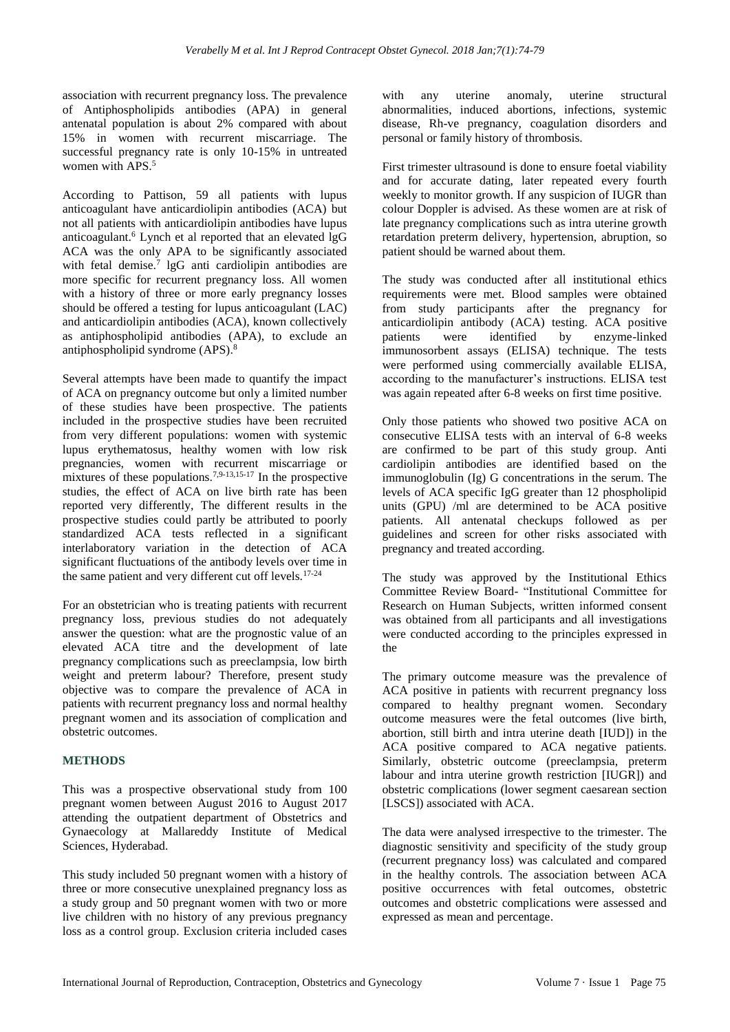association with recurrent pregnancy loss. The prevalence of Antiphospholipids antibodies (APA) in general antenatal population is about 2% compared with about 15% in women with recurrent miscarriage. The successful pregnancy rate is only 10-15% in untreated women with APS.[5]

According to Pattison, 59 all patients with lupus anticoagulant have anticardiolipin antibodies (ACA) but not all patients with anticardiolipin antibodies have lupus anticoagulant.[6] Lynch et al reported that an elevated lgG ACA was the only APA to be significantly associated with fetal demise.[7] lgG anti cardiolipin antibodies are more specific for recurrent pregnancy loss. All women with a history of three or more early pregnancy losses should be offered a testing for lupus anticoagulant (LAC) and anticardiolipin antibodies (ACA), known collectively as antiphospholipid antibodies (APA), to exclude an antiphospholipid syndrome (APS).[8]

Several attempts have been made to quantify the impact of ACA on pregnancy outcome but only a limited number of these studies have been prospective. The patients included in the prospective studies have been recruited from very different populations: women with systemic lupus erythematosus, healthy women with low risk pregnancies, women with recurrent miscarriage or mixtures of these populations.[7,9-13,15-17] In the prospective studies, the effect of ACA on live birth rate has been reported very differently, The different results in the prospective studies could partly be attributed to poorly standardized ACA tests reflected in a significant interlaboratory variation in the detection of ACA significant fluctuations of the antibody levels over time in the same patient and very different cut off levels.[17-24]

For an obstetrician who is treating patients with recurrent pregnancy loss, previous studies do not adequately answer the question: what are the prognostic value of an elevated ACA titre and the development of late pregnancy complications such as preeclampsia, low birth weight and preterm labour? Therefore, present study objective was to compare the prevalence of ACA in patients with recurrent pregnancy loss and normal healthy pregnant women and its association of complication and obstetric outcomes.

## METHODS

This was a prospective observational study from 100 pregnant women between August 2016 to August 2017 attending the outpatient department of Obstetrics and Gynaecology at Mallareddy Institute of Medical Sciences, Hyderabad.

This study included 50 pregnant women with a history of three or more consecutive unexplained pregnancy loss as a study group and 50 pregnant women with two or more live children with no history of any previous pregnancy loss as a control group. Exclusion criteria included cases with any uterine anomaly, uterine structural abnormalities, induced abortions, infections, systemic disease, Rh-ve pregnancy, coagulation disorders and personal or family history of thrombosis.

First trimester ultrasound is done to ensure foetal viability and for accurate dating, later repeated every fourth weekly to monitor growth. If any suspicion of IUGR than colour Doppler is advised. As these women are at risk of late pregnancy complications such as intra uterine growth retardation preterm delivery, hypertension, abruption, so patient should be warned about them.

The study was conducted after all institutional ethics requirements were met. Blood samples were obtained from study participants after the pregnancy for anticardiolipin antibody (ACA) testing. ACA positive patients were identified by enzyme-linked immunosorbent assays (ELISA) technique. The tests were performed using commercially available ELISA, according to the manufacturer's instructions. ELISA test was again repeated after 6-8 weeks on first time positive.

Only those patients who showed two positive ACA on consecutive ELISA tests with an interval of 6-8 weeks are confirmed to be part of this study group. Anti cardiolipin antibodies are identified based on the immunoglobulin (Ig) G concentrations in the serum. The levels of ACA specific IgG greater than 12 phospholipid units (GPU) /ml are determined to be ACA positive patients. All antenatal checkups followed as per guidelines and screen for other risks associated with pregnancy and treated according.

The study was approved by the Institutional Ethics Committee Review Board- "Institutional Committee for Research on Human Subjects, written informed consent was obtained from all participants and all investigations were conducted according to the principles expressed in the

The primary outcome measure was the prevalence of ACA positive in patients with recurrent pregnancy loss compared to healthy pregnant women. Secondary outcome measures were the fetal outcomes (live birth, abortion, still birth and intra uterine death [IUD]) in the ACA positive compared to ACA negative patients. Similarly, obstetric outcome (preeclampsia, preterm labour and intra uterine growth restriction [IUGR]) and obstetric complications (lower segment caesarean section [LSCS]) associated with ACA.

The data were analysed irrespective to the trimester. The diagnostic sensitivity and specificity of the study group (recurrent pregnancy loss) was calculated and compared in the healthy controls. The association between ACA positive occurrences with fetal outcomes, obstetric outcomes and obstetric complications were assessed and expressed as mean and percentage.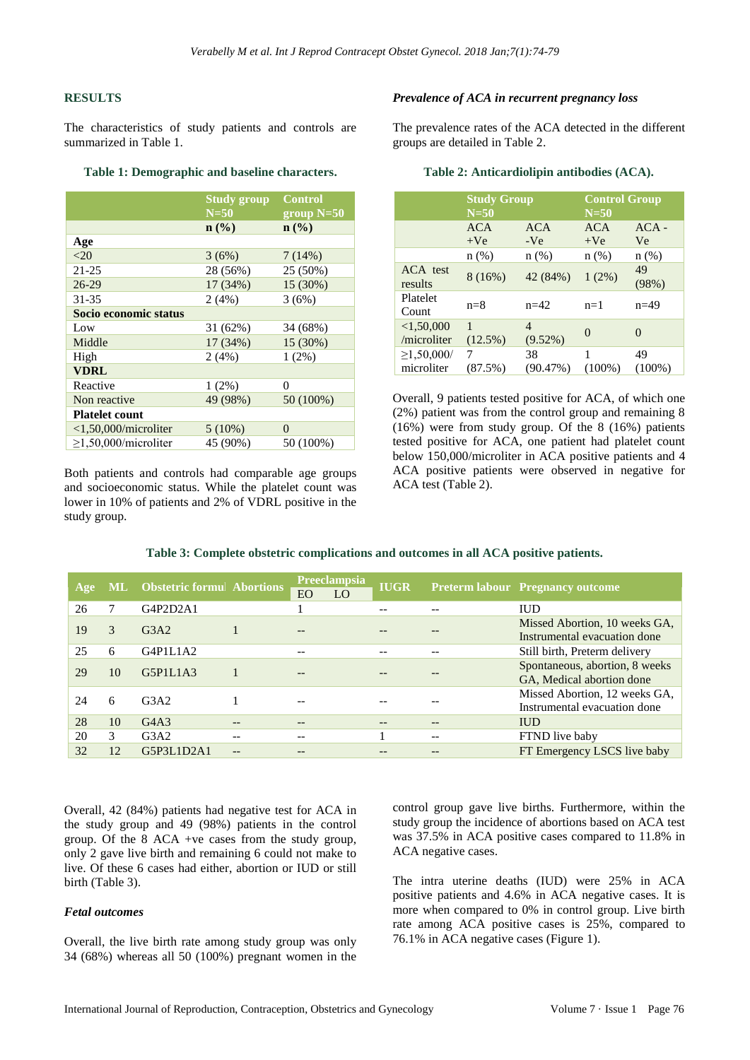## RESULTS

The characteristics of study patients and controls are summarized in Table 1.

**Table 1: Demographic and baseline characters.**

| | Study group N=50 | Control group N=50 |
|---|---|---|
| | n (%) | n (%) |
| **Age** | | |
| <20 | 3 (6%) | 7 (14%) |
| 21-25 | 28 (56%) | 25 (50%) |
| 26-29 | 17 (34%) | 15 (30%) |
| 31-35 | 2 (4%) | 3 (6%) |
| **Socio economic status** | | |
| Low | 31 (62%) | 34 (68%) |
| Middle | 17 (34%) | 15 (30%) |
| High | 2 (4%) | 1 (2%) |
| **VDRL** | | |
| Reactive | 1 (2%) | 0 |
| Non reactive | 49 (98%) | 50 (100%) |
| **Platelet count** | | |
| <1,50,000/microliter | 5 (10%) | 0 |
| ≥1,50,000/microliter | 45 (90%) | 50 (100%) |

Both patients and controls had comparable age groups and socioeconomic status. While the platelet count was lower in 10% of patients and 2% of VDRL positive in the study group.

### *Prevalence of ACA in recurrent pregnancy loss*

The prevalence rates of the ACA detected in the different groups are detailed in Table 2.

**Table 2: Anticardiolipin antibodies (ACA).**

| | Study Group N=50 | | Control Group N=50 | |
|---|---|---|---|---|
| | ACA +Ve | ACA -Ve | ACA +Ve | ACA - Ve |
| | n (%) | n (%) | n (%) | n (%) |
| ACA test results | 8 (16%) | 42 (84%) | 1 (2%) | 49 (98%) |
| Platelet Count | n=8 | n=42 | n=1 | n=49 |
| <1,50,000 /microliter | 1 (12.5%) | 4 (9.52%) | 0 | 0 |
| ≥1,50,000/ microliter | 7 (87.5%) | 38 (90.47%) | 1 (100%) | 49 (100%) |

Overall, 9 patients tested positive for ACA, of which one (2%) patient was from the control group and remaining 8 (16%) were from study group. Of the 8 (16%) patients tested positive for ACA, one patient had platelet count below 150,000/microliter in ACA positive patients and 4 ACA positive patients were observed in negative for ACA test (Table 2).

**Table 3: Complete obstetric complications and outcomes in all ACA positive patients.**

| Age | ML | Obstetric formula | Abortions | Preeclampsia EO | Preeclampsia LO | IUGR | Preterm labour | Pregnancy outcome |
|---|---|---|---|---|---|---|---|---|
| 26 | 7 | G4P2D2A1 | | 1 | | -- | -- | IUD |
| 19 | 3 | G3A2 | 1 | -- | | -- | -- | Missed Abortion, 10 weeks GA, Instrumental evacuation done |
| 25 | 6 | G4P1L1A2 | | -- | | -- | -- | Still birth, Preterm delivery |
| 29 | 10 | G5P1L1A3 | 1 | -- | | -- | -- | Spontaneous, abortion, 8 weeks GA, Medical abortion done |
| 24 | 6 | G3A2 | 1 | -- | | -- | -- | Missed Abortion, 12 weeks GA, Instrumental evacuation done |
| 28 | 10 | G4A3 | -- | -- | | -- | -- | IUD |
| 20 | 3 | G3A2 | -- | -- | | 1 | -- | FTND live baby |
| 32 | 12 | G5P3L1D2A1 | -- | -- | | -- | -- | FT Emergency LSCS live baby |

Overall, 42 (84%) patients had negative test for ACA in the study group and 49 (98%) patients in the control group. Of the 8 ACA +ve cases from the study group, only 2 gave live birth and remaining 6 could not make to live. Of these 6 cases had either, abortion or IUD or still birth (Table 3).

### *Fetal outcomes*

Overall, the live birth rate among study group was only 34 (68%) whereas all 50 (100%) pregnant women in the control group gave live births. Furthermore, within the study group the incidence of abortions based on ACA test was 37.5% in ACA positive cases compared to 11.8% in ACA negative cases.

The intra uterine deaths (IUD) were 25% in ACA positive patients and 4.6% in ACA negative cases. It is more when compared to 0% in control group. Live birth rate among ACA positive cases is 25%, compared to 76.1% in ACA negative cases (Figure 1).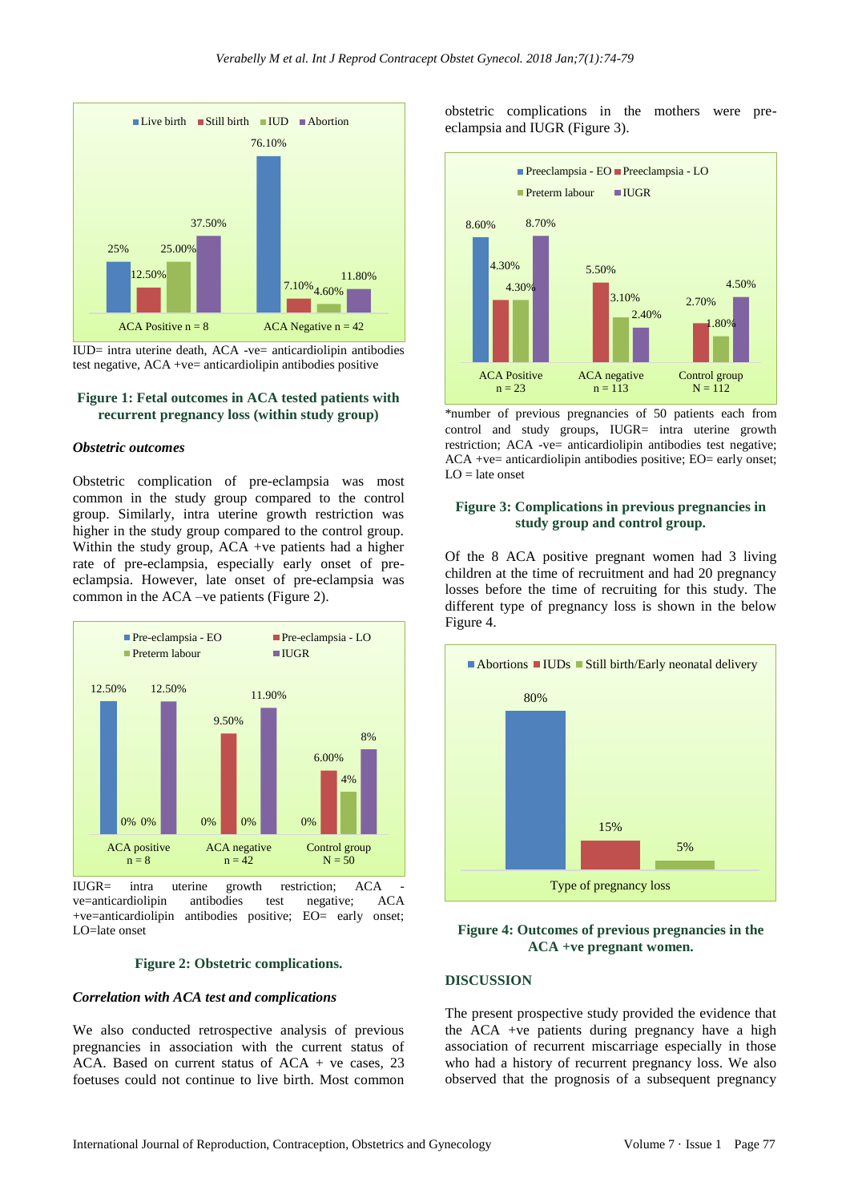IUD= intra uterine death, ACA -ve= anticardiolipin antibodies test negative, ACA +ve= anticardiolipin antibodies positive

**Figure 1: Fetal outcomes in ACA tested patients with recurrent pregnancy loss (within study group)**

### *Obstetric outcomes*

Obstetric complication of pre-eclampsia was most common in the study group compared to the control group. Similarly, intra uterine growth restriction was higher in the study group compared to the control group. Within the study group, ACA +ve patients had a higher rate of pre-eclampsia, especially early onset of pre-eclampsia. However, late onset of pre-eclampsia was common in the ACA –ve patients (Figure 2).

IUGR= intra uterine growth restriction; ACA -ve=anticardiolipin antibodies test negative; ACA +ve=anticardiolipin antibodies positive; EO= early onset; LO=late onset

**Figure 2: Obstetric complications.**

### *Correlation with ACA test and complications*

We also conducted retrospective analysis of previous pregnancies in association with the current status of ACA. Based on current status of ACA + ve cases, 23 foetuses could not continue to live birth. Most common obstetric complications in the mothers were pre-eclampsia and IUGR (Figure 3).

*number of previous pregnancies of 50 patients each from control and study groups, IUGR= intra uterine growth restriction; ACA -ve= anticardiolipin antibodies test negative; ACA +ve= anticardiolipin antibodies positive; EO= early onset; LO = late onset

**Figure 3: Complications in previous pregnancies in study group and control group.**

Of the 8 ACA positive pregnant women had 3 living children at the time of recruitment and had 20 pregnancy losses before the time of recruiting for this study. The different type of pregnancy loss is shown in the below Figure 4.

**Figure 4: Outcomes of previous pregnancies in the ACA +ve pregnant women.**

## DISCUSSION

The present prospective study provided the evidence that the ACA +ve patients during pregnancy have a high association of recurrent miscarriage especially in those who had a history of recurrent pregnancy loss. We also observed that the prognosis of a subsequent pregnancy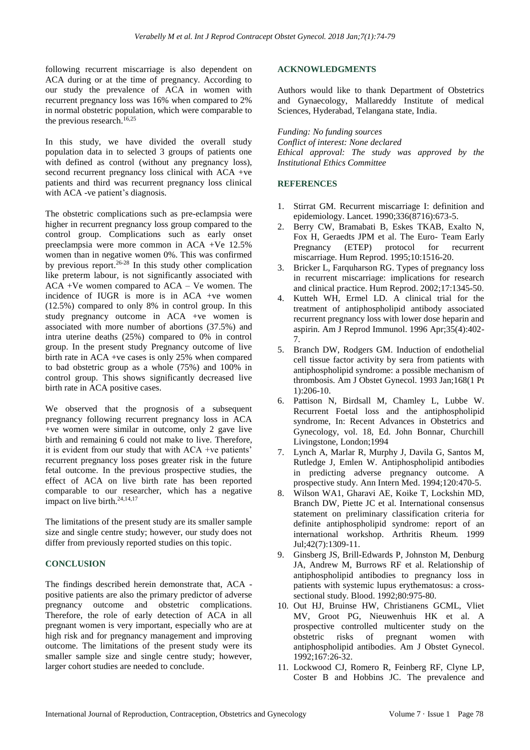following recurrent miscarriage is also dependent on ACA during or at the time of pregnancy. According to our study the prevalence of ACA in women with recurrent pregnancy loss was 16% when compared to 2% in normal obstetric population, which were comparable to the previous research.[16,25]

In this study, we have divided the overall study population data in to selected 3 groups of patients one with defined as control (without any pregnancy loss), second recurrent pregnancy loss clinical with ACA +ve patients and third was recurrent pregnancy loss clinical with ACA -ve patient's diagnosis.

The obstetric complications such as pre-eclampsia were higher in recurrent pregnancy loss group compared to the control group. Complications such as early onset preeclampsia were more common in ACA +Ve 12.5% women than in negative women 0%. This was confirmed by previous report.[26-28] In this study other complication like preterm labour, is not significantly associated with ACA +Ve women compared to ACA – Ve women. The incidence of IUGR is more is in ACA +ve women (12.5%) compared to only 8% in control group. In this study pregnancy outcome in ACA +ve women is associated with more number of abortions (37.5%) and intra uterine deaths (25%) compared to 0% in control group. In the present study Pregnancy outcome of live birth rate in ACA +ve cases is only 25% when compared to bad obstetric group as a whole (75%) and 100% in control group. This shows significantly decreased live birth rate in ACA positive cases.

We observed that the prognosis of a subsequent pregnancy following recurrent pregnancy loss in ACA +ve women were similar in outcome, only 2 gave live birth and remaining 6 could not make to live. Therefore, it is evident from our study that with ACA +ve patients' recurrent pregnancy loss poses greater risk in the future fetal outcome. In the previous prospective studies, the effect of ACA on live birth rate has been reported comparable to our researcher, which has a negative impact on live birth.[24,14,17]

The limitations of the present study are its smaller sample size and single centre study; however, our study does not differ from previously reported studies on this topic.

## CONCLUSION

The findings described herein demonstrate that, ACA -positive patients are also the primary predictor of adverse pregnancy outcome and obstetric complications. Therefore, the role of early detection of ACA in all pregnant women is very important, especially who are at high risk and for pregnancy management and improving outcome. The limitations of the present study were its smaller sample size and single centre study; however, larger cohort studies are needed to conclude.

## ACKNOWLEDGMENTS

Authors would like to thank Department of Obstetrics and Gynaecology, Mallareddy Institute of medical Sciences, Hyderabad, Telangana state, India.

*Funding: No funding sources*
*Conflict of interest: None declared*
*Ethical approval: The study was approved by the Institutional Ethics Committee*

## REFERENCES

1. Stirrat GM. Recurrent miscarriage I: definition and epidemiology. Lancet. 1990;336(8716):673-5.
2. Berry CW, Bramabati B, Eskes TKAB, Exalto N, Fox H, Geraedts JPM et al. The Euro- Team Early Pregnancy (ETEP) protocol for recurrent miscarriage. Hum Reprod. 1995;10:1516-20.
3. Bricker L, Farquharson RG. Types of pregnancy loss in recurrent miscarriage: implications for research and clinical practice. Hum Reprod. 2002;17:1345-50.
4. Kutteh WH, Ermel LD. A clinical trial for the treatment of antiphospholipid antibody associated recurrent pregnancy loss with lower dose heparin and aspirin. Am J Reprod Immunol. 1996 Apr;35(4):402-7.
5. Branch DW, Rodgers GM. Induction of endothelial cell tissue factor activity by sera from patients with antiphospholipid syndrome: a possible mechanism of thrombosis. Am J Obstet Gynecol. 1993 Jan;168(1 Pt 1):206-10.
6. Pattison N, Birdsall M, Chamley L, Lubbe W. Recurrent Foetal loss and the antiphospholipid syndrome, In: Recent Advances in Obstetrics and Gynecology, vol. 18, Ed. John Bonnar, Churchill Livingstone, London;1994
7. Lynch A, Marlar R, Murphy J, Davila G, Santos M, Rutledge J, Emlen W. Antiphospholipid antibodies in predicting adverse pregnancy outcome. A prospective study. Ann Intern Med. 1994;120:470-5.
8. Wilson WA1, Gharavi AE, Koike T, Lockshin MD, Branch DW, Piette JC et al. International consensus statement on preliminary classification criteria for definite antiphospholipid syndrome: report of an international workshop. Arthritis Rheum. 1999 Jul;42(7):1309-11.
9. Ginsberg JS, Brill-Edwards P, Johnston M, Denburg JA, Andrew M, Burrows RF et al. Relationship of antiphospholipid antibodies to pregnancy loss in patients with systemic lupus erythematosus: a cross-sectional study. Blood. 1992;80:975-80.
10. Out HJ, Bruinse HW, Christianens GCML, Vliet MV, Groot PG, Nieuwenhuis HK et al. A prospective controlled multicenter study on the obstetric risks of pregnant women with antiphospholipid antibodies. Am J Obstet Gynecol. 1992;167:26-32.
11. Lockwood CJ, Romero R, Feinberg RF, Clyne LP, Coster B and Hobbins JC. The prevalence and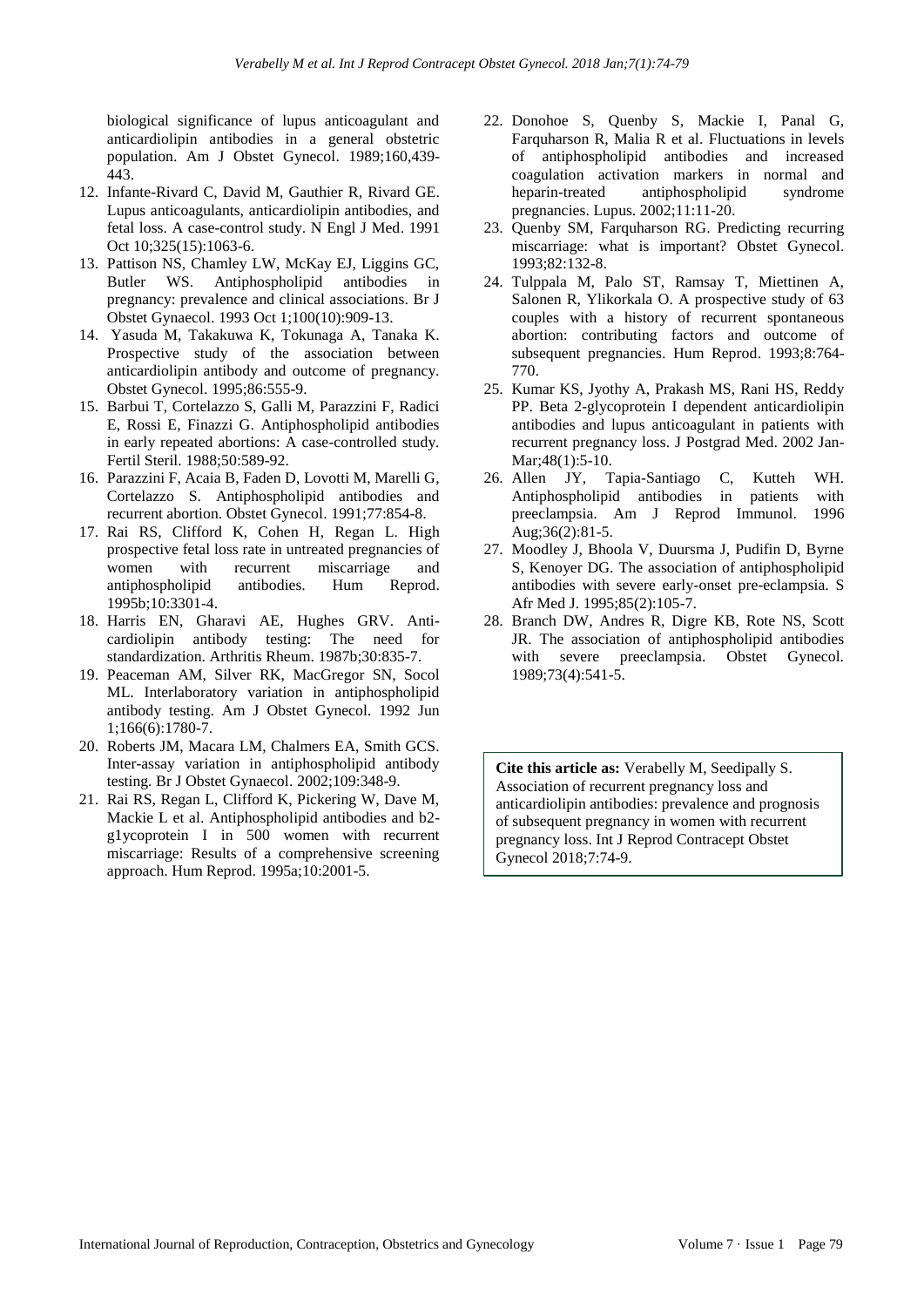biological significance of lupus anticoagulant and anticardiolipin antibodies in a general obstetric population. Am J Obstet Gynecol. 1989;160,439-443.

12. Infante-Rivard C, David M, Gauthier R, Rivard GE. Lupus anticoagulants, anticardiolipin antibodies, and fetal loss. A case-control study. N Engl J Med. 1991 Oct 10;325(15):1063-6.
13. Pattison NS, Chamley LW, McKay EJ, Liggins GC, Butler WS. Antiphospholipid antibodies in pregnancy: prevalence and clinical associations. Br J Obstet Gynaecol. 1993 Oct 1;100(10):909-13.
14. Yasuda M, Takakuwa K, Tokunaga A, Tanaka K. Prospective study of the association between anticardiolipin antibody and outcome of pregnancy. Obstet Gynecol. 1995;86:555-9.
15. Barbui T, Cortelazzo S, Galli M, Parazzini F, Radici E, Rossi E, Finazzi G. Antiphospholipid antibodies in early repeated abortions: A case-controlled study. Fertil Steril. 1988;50:589-92.
16. Parazzini F, Acaia B, Faden D, Lovotti M, Marelli G, Cortelazzo S. Antiphospholipid antibodies and recurrent abortion. Obstet Gynecol. 1991;77:854-8.
17. Rai RS, Clifford K, Cohen H, Regan L. High prospective fetal loss rate in untreated pregnancies of women with recurrent miscarriage and antiphospholipid antibodies. Hum Reprod. 1995b;10:3301-4.
18. Harris EN, Gharavi AE, Hughes GRV. Anti-cardiolipin antibody testing: The need for standardization. Arthritis Rheum. 1987b;30:835-7.
19. Peaceman AM, Silver RK, MacGregor SN, Socol ML. Interlaboratory variation in antiphospholipid antibody testing. Am J Obstet Gynecol. 1992 Jun 1;166(6):1780-7.
20. Roberts JM, Macara LM, Chalmers EA, Smith GCS. Inter-assay variation in antiphospholipid antibody testing. Br J Obstet Gynaecol. 2002;109:348-9.
21. Rai RS, Regan L, Clifford K, Pickering W, Dave M, Mackie L et al. Antiphospholipid antibodies and b2-g1ycoprotein I in 500 women with recurrent miscarriage: Results of a comprehensive screening approach. Hum Reprod. 1995a;10:2001-5.
22. Donohoe S, Quenby S, Mackie I, Panal G, Farquharson R, Malia R et al. Fluctuations in levels of antiphospholipid antibodies and increased coagulation activation markers in normal and heparin-treated antiphospholipid syndrome pregnancies. Lupus. 2002;11:11-20.
23. Quenby SM, Farquharson RG. Predicting recurring miscarriage: what is important? Obstet Gynecol. 1993;82:132-8.
24. Tulppala M, Palo ST, Ramsay T, Miettinen A, Salonen R, Ylikorkala O. A prospective study of 63 couples with a history of recurrent spontaneous abortion: contributing factors and outcome of subsequent pregnancies. Hum Reprod. 1993;8:764-770.
25. Kumar KS, Jyothy A, Prakash MS, Rani HS, Reddy PP. Beta 2-glycoprotein I dependent anticardiolipin antibodies and lupus anticoagulant in patients with recurrent pregnancy loss. J Postgrad Med. 2002 Jan-Mar;48(1):5-10.
26. Allen JY, Tapia-Santiago C, Kutteh WH. Antiphospholipid antibodies in patients with preeclampsia. Am J Reprod Immunol. 1996 Aug;36(2):81-5.
27. Moodley J, Bhoola V, Duursma J, Pudifin D, Byrne S, Kenoyer DG. The association of antiphospholipid antibodies with severe early-onset pre-eclampsia. S Afr Med J. 1995;85(2):105-7.
28. Branch DW, Andres R, Digre KB, Rote NS, Scott JR. The association of antiphospholipid antibodies with severe preeclampsia. Obstet Gynecol. 1989;73(4):541-5.

**Cite this article as:** Verabelly M, Seedipally S. Association of recurrent pregnancy loss and anticardiolipin antibodies: prevalence and prognosis of subsequent pregnancy in women with recurrent pregnancy loss. Int J Reprod Contracept Obstet Gynecol 2018;7:74-9.